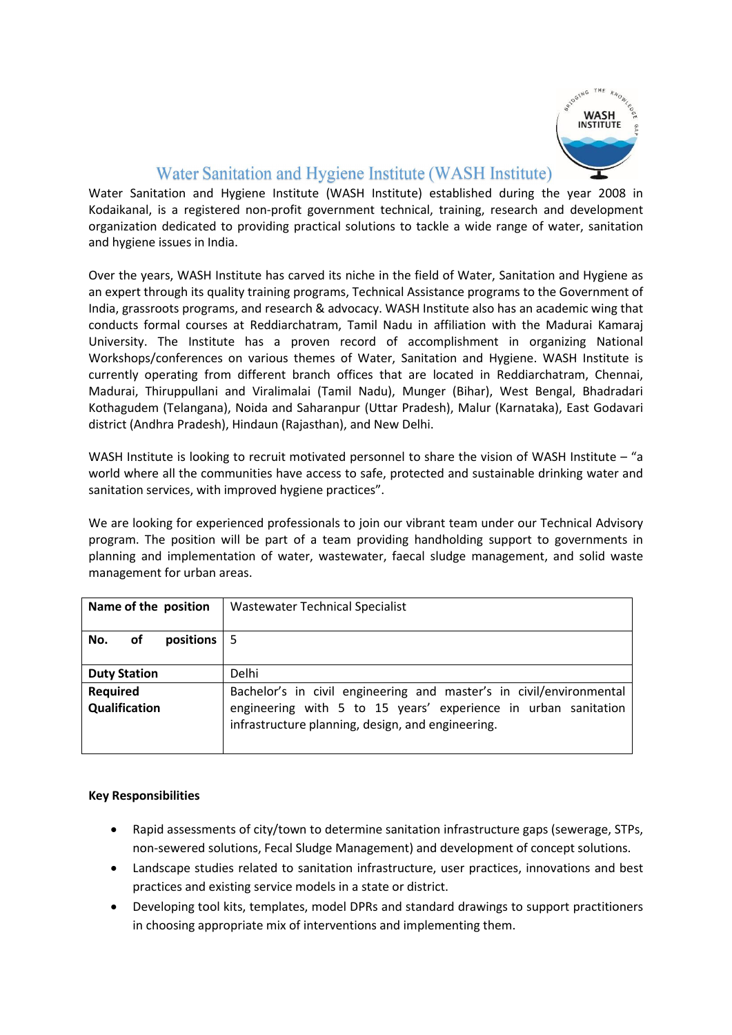# Water Sanitation and Hygiene Institute (WASH Institute)

Water Sanitation and Hygiene Institute (WASH Institute) established during the year 2008 in Kodaikanal, is a registered non-profit government technical, training, research and development organization dedicated to providing practical solutions to tackle a wide range of water, sanitation and hygiene issues in India.

Over the years, WASH Institute has carved its niche in the field of Water, Sanitation and Hygiene as an expert through its quality training programs, Technical Assistance programs to the Government of India, grassroots programs, and research & advocacy. WASH Institute also has an academic wing that conducts formal courses at Reddiarchatram, Tamil Nadu in affiliation with the Madurai Kamaraj University. The Institute has a proven record of accomplishment in organizing National Workshops/conferences on various themes of Water, Sanitation and Hygiene. WASH Institute is currently operating from different branch offices that are located in Reddiarchatram, Chennai, Madurai, Thiruppullani and Viralimalai (Tamil Nadu), Munger (Bihar), West Bengal, Bhadradari Kothagudem (Telangana), Noida and Saharanpur (Uttar Pradesh), Malur (Karnataka), East Godavari district (Andhra Pradesh), Hindaun (Rajasthan), and New Delhi.

WASH Institute is looking to recruit motivated personnel to share the vision of WASH Institute – "a world where all the communities have access to safe, protected and sustainable drinking water and sanitation services, with improved hygiene practices".

We are looking for experienced professionals to join our vibrant team under our Technical Advisory program. The position will be part of a team providing handholding support to governments in planning and implementation of water, wastewater, faecal sludge management, and solid waste management for urban areas.

| **Name of the position** | Wastewater Technical Specialist |
|---|---|
| **No. of positions** | 5 |
| **Duty Station** | Delhi |
| **Required Qualification** | Bachelor's in civil engineering and master's in civil/environmental engineering with 5 to 15 years' experience in urban sanitation infrastructure planning, design, and engineering. |

**Key Responsibilities**

- Rapid assessments of city/town to determine sanitation infrastructure gaps (sewerage, STPs, non-sewered solutions, Fecal Sludge Management) and development of concept solutions.
- Landscape studies related to sanitation infrastructure, user practices, innovations and best practices and existing service models in a state or district.
- Developing tool kits, templates, model DPRs and standard drawings to support practitioners in choosing appropriate mix of interventions and implementing them.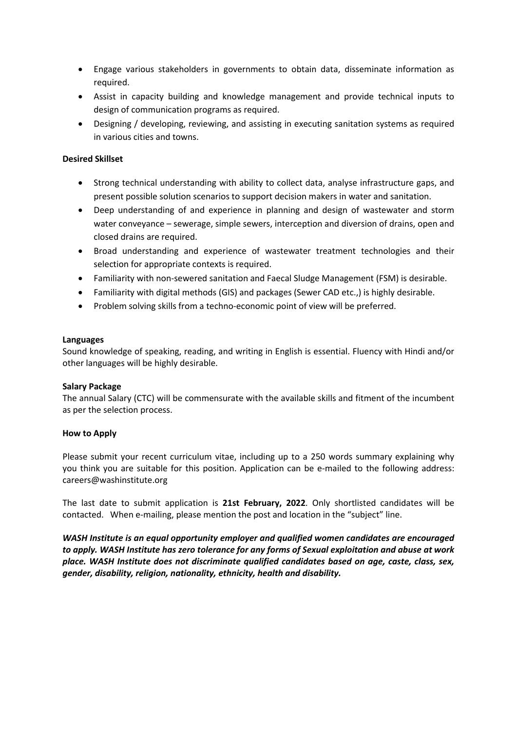- Engage various stakeholders in governments to obtain data, disseminate information as required.
- Assist in capacity building and knowledge management and provide technical inputs to design of communication programs as required.
- Designing / developing, reviewing, and assisting in executing sanitation systems as required in various cities and towns.

**Desired Skillset**

- Strong technical understanding with ability to collect data, analyse infrastructure gaps, and present possible solution scenarios to support decision makers in water and sanitation.
- Deep understanding of and experience in planning and design of wastewater and storm water conveyance – sewerage, simple sewers, interception and diversion of drains, open and closed drains are required.
- Broad understanding and experience of wastewater treatment technologies and their selection for appropriate contexts is required.
- Familiarity with non-sewered sanitation and Faecal Sludge Management (FSM) is desirable.
- Familiarity with digital methods (GIS) and packages (Sewer CAD etc.,) is highly desirable.
- Problem solving skills from a techno-economic point of view will be preferred.

**Languages**

Sound knowledge of speaking, reading, and writing in English is essential. Fluency with Hindi and/or other languages will be highly desirable.

**Salary Package**

The annual Salary (CTC) will be commensurate with the available skills and fitment of the incumbent as per the selection process.

**How to Apply**

Please submit your recent curriculum vitae, including up to a 250 words summary explaining why you think you are suitable for this position. Application can be e-mailed to the following address: careers@washinstitute.org

The last date to submit application is **21st February, 2022**. Only shortlisted candidates will be contacted. When e-mailing, please mention the post and location in the "subject" line.

***WASH Institute is an equal opportunity employer and qualified women candidates are encouraged to apply. WASH Institute has zero tolerance for any forms of Sexual exploitation and abuse at work place. WASH Institute does not discriminate qualified candidates based on age, caste, class, sex, gender, disability, religion, nationality, ethnicity, health and disability.***